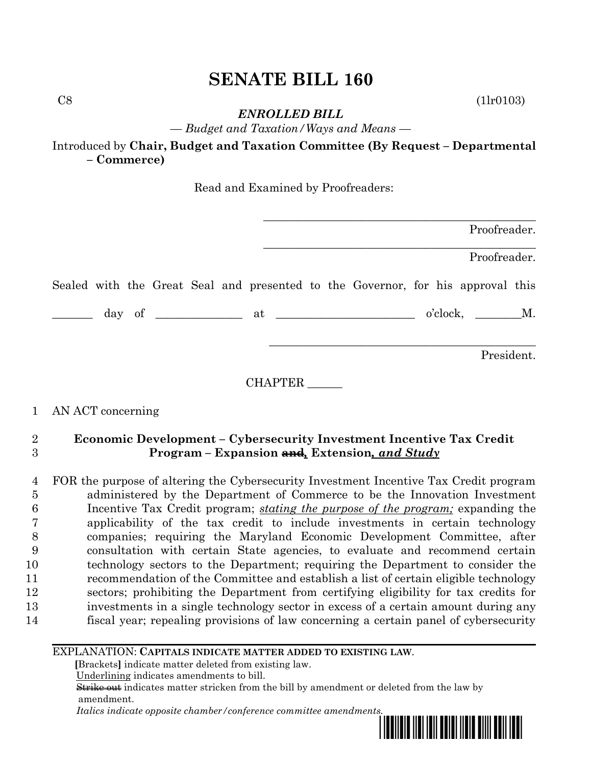# SENATE BILL 160

C8 (1lr0103)

***ENROLLED BILL***

*— Budget and Taxation/Ways and Means —*

Introduced by **Chair, Budget and Taxation Committee (By Request – Departmental – Commerce)**

Read and Examined by Proofreaders:

_______________________________________________ Proofreader.

_______________________________________________ Proofreader.

Sealed with the Great Seal and presented to the Governor, for his approval this

_______ day of ______________ at ________________________ o'clock, ________M.

_______________________________________________ President.

CHAPTER ______

1 AN ACT concerning

2 **Economic Development – Cybersecurity Investment Incentive Tax Credit**
3 **Program – Expansion ~~and~~*__,__* Extension*__, and Study__***

4 FOR the purpose of altering the Cybersecurity Investment Incentive Tax Credit program
5 administered by the Department of Commerce to be the Innovation Investment
6 Incentive Tax Credit program; *__stating the purpose of the program;__* expanding the
7 applicability of the tax credit to include investments in certain technology
8 companies; requiring the Maryland Economic Development Committee, after
9 consultation with certain State agencies, to evaluate and recommend certain
10 technology sectors to the Department; requiring the Department to consider the
11 recommendation of the Committee and establish a list of certain eligible technology
12 sectors; prohibiting the Department from certifying eligibility for tax credits for
13 investments in a single technology sector in excess of a certain amount during any
14 fiscal year; repealing provisions of law concerning a certain panel of cybersecurity

EXPLANATION: **CAPITALS INDICATE MATTER ADDED TO EXISTING LAW.**

**[**Brackets**]** indicate matter deleted from existing law.

Underlining indicates amendments to bill.

~~Strike out~~ indicates matter stricken from the bill by amendment or deleted from the law by amendment.

*Italics indicate opposite chamber/conference committee amendments.*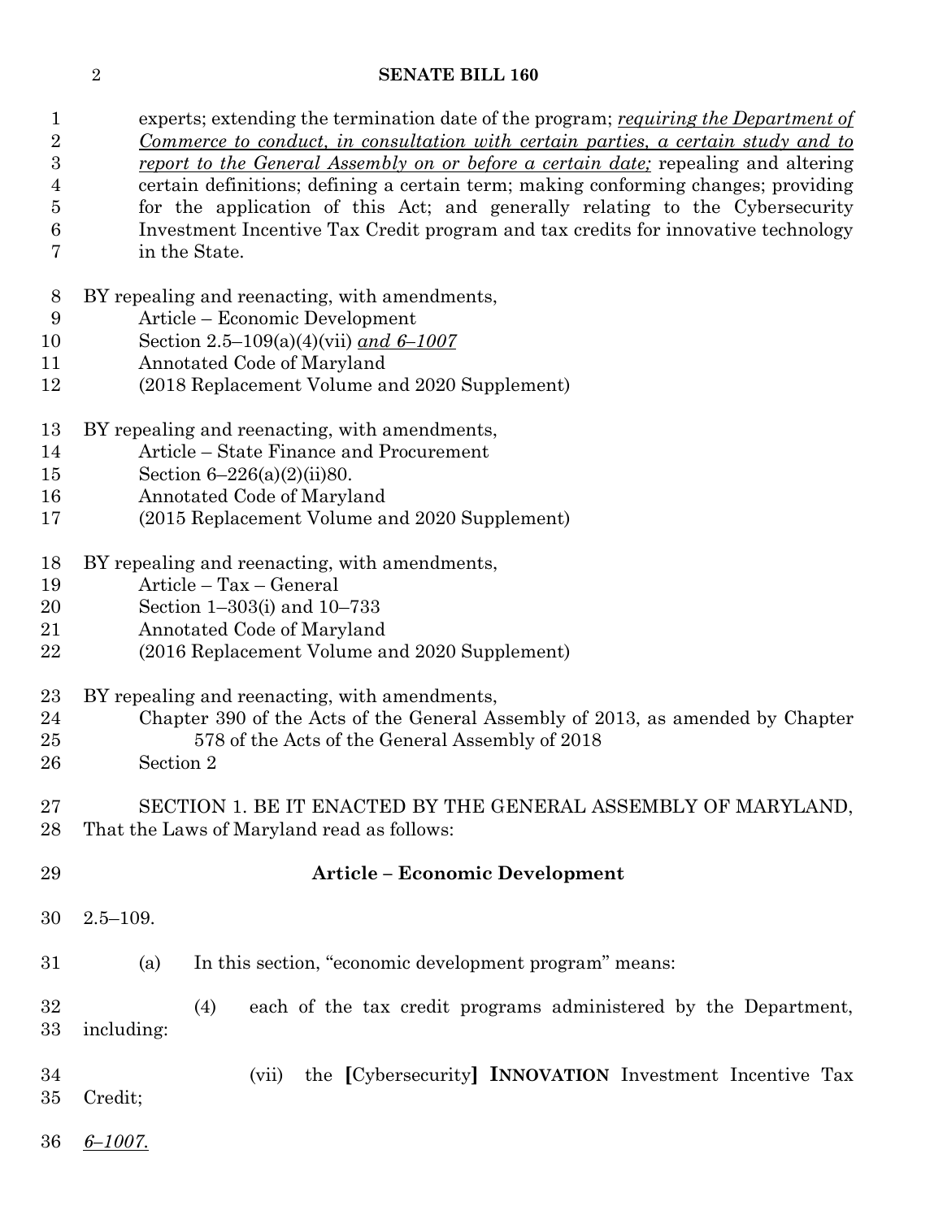experts; extending the termination date of the program; _requiring the Department of Commerce to conduct, in consultation with certain parties, a certain study and to report to the General Assembly on or before a certain date;_ repealing and altering certain definitions; defining a certain term; making conforming changes; providing for the application of this Act; and generally relating to the Cybersecurity Investment Incentive Tax Credit program and tax credits for innovative technology in the State.

BY repealing and reenacting, with amendments,
Article – Economic Development
Section 2.5–109(a)(4)(vii) _and 6–1007_
Annotated Code of Maryland
(2018 Replacement Volume and 2020 Supplement)

BY repealing and reenacting, with amendments,
Article – State Finance and Procurement
Section 6–226(a)(2)(ii)80.
Annotated Code of Maryland
(2015 Replacement Volume and 2020 Supplement)

BY repealing and reenacting, with amendments,
Article – Tax – General
Section 1–303(i) and 10–733
Annotated Code of Maryland
(2016 Replacement Volume and 2020 Supplement)

BY repealing and reenacting, with amendments,
Chapter 390 of the Acts of the General Assembly of 2013, as amended by Chapter 578 of the Acts of the General Assembly of 2018
Section 2

SECTION 1. BE IT ENACTED BY THE GENERAL ASSEMBLY OF MARYLAND, That the Laws of Maryland read as follows:

**Article – Economic Development**

2.5–109.

(a) In this section, "economic development program" means:

(4) each of the tax credit programs administered by the Department, including:

(vii) the **[**Cybersecurity**]** **INNOVATION** Investment Incentive Tax Credit;

_6–1007._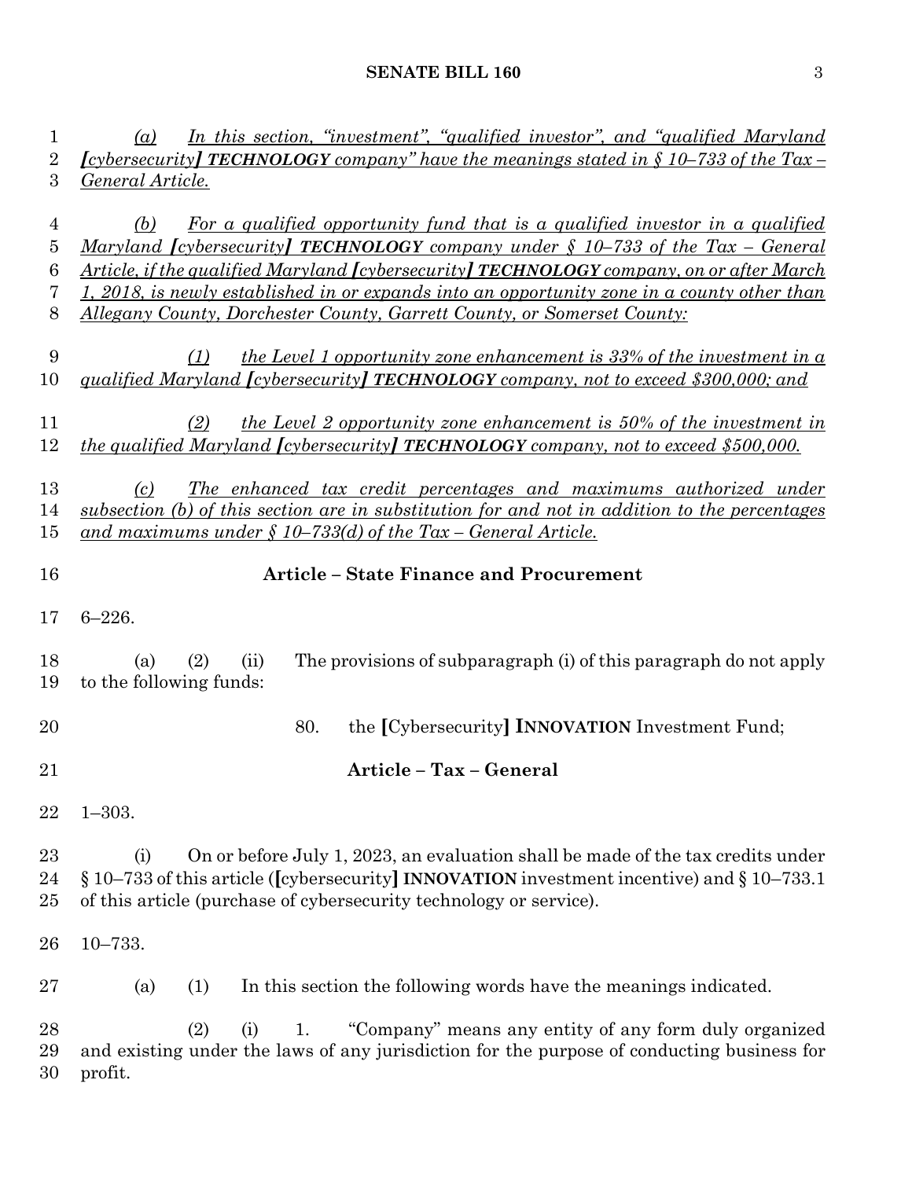*(a) In this section, "investment", "qualified investor", and "qualified Maryland* **[***cybersecurity***]** ***TECHNOLOGY*** *company" have the meanings stated in § 10–733 of the Tax – General Article.*

*(b) For a qualified opportunity fund that is a qualified investor in a qualified Maryland* **[***cybersecurity***]** ***TECHNOLOGY*** *company under § 10–733 of the Tax – General Article, if the qualified Maryland* **[***cybersecurity***]** ***TECHNOLOGY*** *company, on or after March 1, 2018, is newly established in or expands into an opportunity zone in a county other than Allegany County, Dorchester County, Garrett County, or Somerset County:*

*(1) the Level 1 opportunity zone enhancement is 33% of the investment in a qualified Maryland* **[***cybersecurity***]** ***TECHNOLOGY*** *company, not to exceed $300,000; and*

*(2) the Level 2 opportunity zone enhancement is 50% of the investment in the qualified Maryland* **[***cybersecurity***]** ***TECHNOLOGY*** *company, not to exceed $500,000.*

*(c) The enhanced tax credit percentages and maximums authorized under subsection (b) of this section are in substitution for and not in addition to the percentages and maximums under § 10–733(d) of the Tax – General Article.*

## Article – State Finance and Procurement

6–226.

(a) (2) (ii) The provisions of subparagraph (i) of this paragraph do not apply to the following funds:

80. the **[**Cybersecurity**]** **INNOVATION** Investment Fund;

## Article – Tax – General

1–303.

(i) On or before July 1, 2023, an evaluation shall be made of the tax credits under § 10–733 of this article (**[**cybersecurity**]** **INNOVATION** investment incentive) and § 10–733.1 of this article (purchase of cybersecurity technology or service).

10–733.

(a) (1) In this section the following words have the meanings indicated.

(2) (i) 1. "Company" means any entity of any form duly organized and existing under the laws of any jurisdiction for the purpose of conducting business for profit.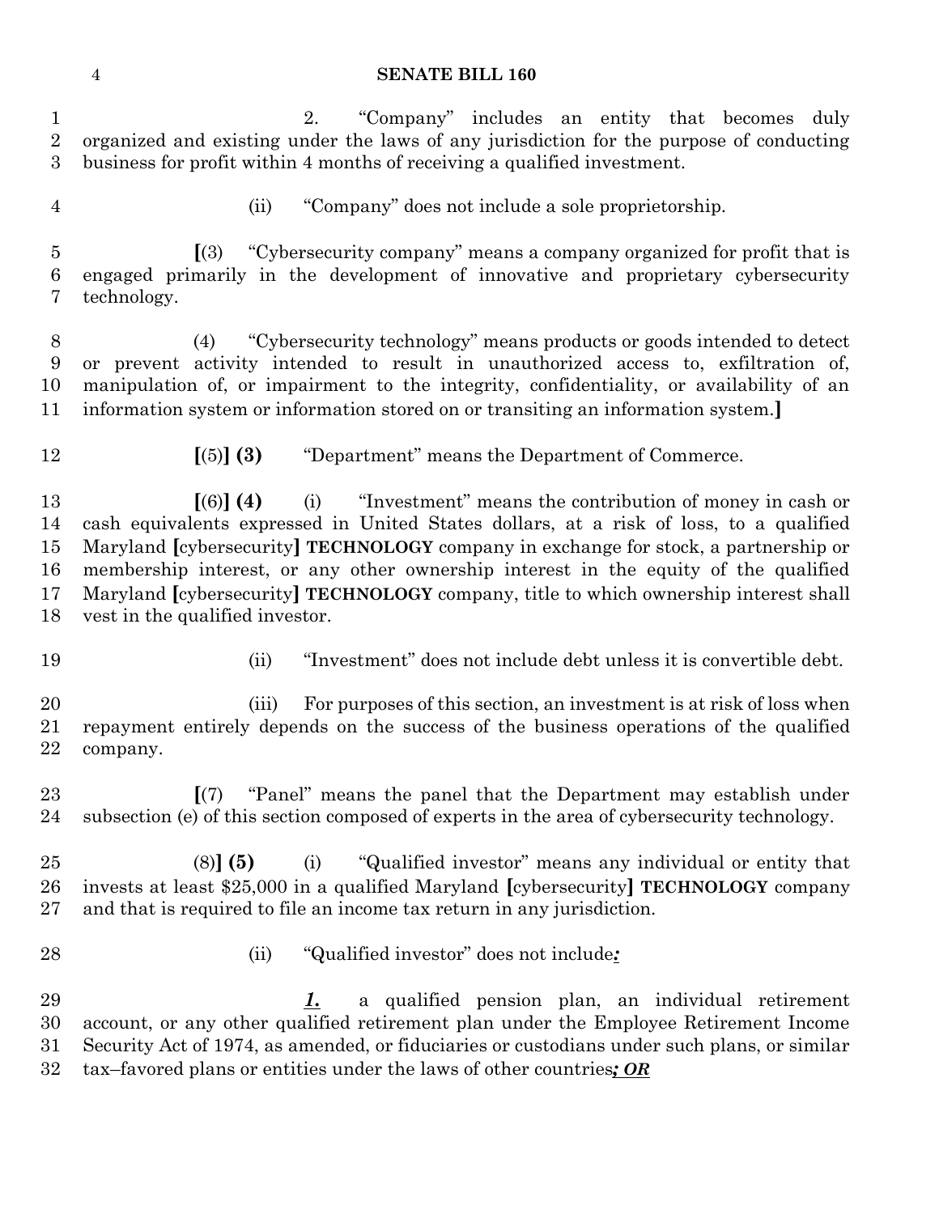2. "Company" includes an entity that becomes duly organized and existing under the laws of any jurisdiction for the purpose of conducting business for profit within 4 months of receiving a qualified investment.

(ii) "Company" does not include a sole proprietorship.

**[**(3) "Cybersecurity company" means a company organized for profit that is engaged primarily in the development of innovative and proprietary cybersecurity technology.

(4) "Cybersecurity technology" means products or goods intended to detect or prevent activity intended to result in unauthorized access to, exfiltration of, manipulation of, or impairment to the integrity, confidentiality, or availability of an information system or information stored on or transiting an information system.**]**

**[**(5)**] (3)** "Department" means the Department of Commerce.

**[**(6)**] (4)** (i) "Investment" means the contribution of money in cash or cash equivalents expressed in United States dollars, at a risk of loss, to a qualified Maryland **[**cybersecurity**] TECHNOLOGY** company in exchange for stock, a partnership or membership interest, or any other ownership interest in the equity of the qualified Maryland **[**cybersecurity**] TECHNOLOGY** company, title to which ownership interest shall vest in the qualified investor.

(ii) "Investment" does not include debt unless it is convertible debt.

(iii) For purposes of this section, an investment is at risk of loss when repayment entirely depends on the success of the business operations of the qualified company.

**[**(7) "Panel" means the panel that the Department may establish under subsection (e) of this section composed of experts in the area of cybersecurity technology.

(8)**] (5)** (i) "Qualified investor" means any individual or entity that invests at least $25,000 in a qualified Maryland **[**cybersecurity**] TECHNOLOGY** company and that is required to file an income tax return in any jurisdiction.

(ii) "Qualified investor" does not include***:***

***1.*** a qualified pension plan, an individual retirement account, or any other qualified retirement plan under the Employee Retirement Income Security Act of 1974, as amended, or fiduciaries or custodians under such plans, or similar tax–favored plans or entities under the laws of other countries***; OR***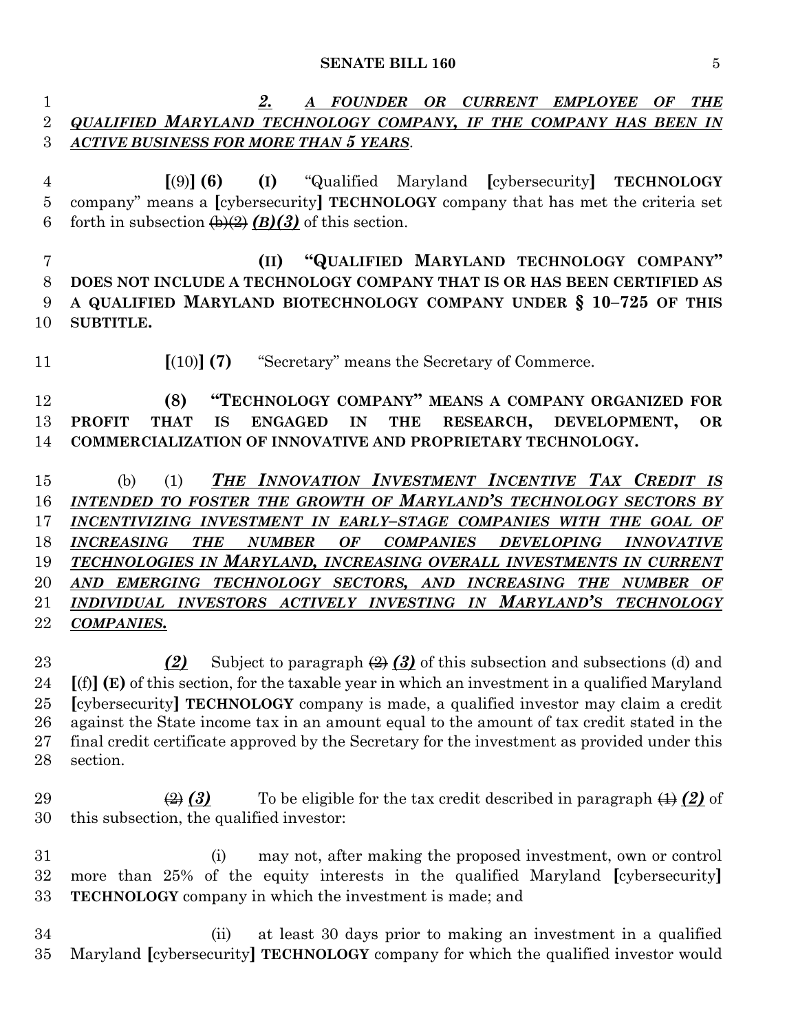*__2. A FOUNDER OR CURRENT EMPLOYEE OF THE QUALIFIED MARYLAND TECHNOLOGY COMPANY, IF THE COMPANY HAS BEEN IN ACTIVE BUSINESS FOR MORE THAN 5 YEARS__*.

[(9)] **(6)** **(I)** "Qualified Maryland [cybersecurity] **TECHNOLOGY** company" means a [cybersecurity] **TECHNOLOGY** company that has met the criteria set forth in subsection ~~(b)(2)~~ ***(B)(3)*** of this section.

**(II) "QUALIFIED MARYLAND TECHNOLOGY COMPANY" DOES NOT INCLUDE A TECHNOLOGY COMPANY THAT IS OR HAS BEEN CERTIFIED AS A QUALIFIED MARYLAND BIOTECHNOLOGY COMPANY UNDER § 10–725 OF THIS SUBTITLE.**

[(10)] **(7)** "Secretary" means the Secretary of Commerce.

**(8) "TECHNOLOGY COMPANY" MEANS A COMPANY ORGANIZED FOR PROFIT THAT IS ENGAGED IN THE RESEARCH, DEVELOPMENT, OR COMMERCIALIZATION OF INNOVATIVE AND PROPRIETARY TECHNOLOGY.**

(b) (1) *__THE INNOVATION INVESTMENT INCENTIVE TAX CREDIT IS INTENDED TO FOSTER THE GROWTH OF MARYLAND'S TECHNOLOGY SECTORS BY INCENTIVIZING INVESTMENT IN EARLY–STAGE COMPANIES WITH THE GOAL OF INCREASING THE NUMBER OF COMPANIES DEVELOPING INNOVATIVE TECHNOLOGIES IN MARYLAND, INCREASING OVERALL INVESTMENTS IN CURRENT AND EMERGING TECHNOLOGY SECTORS, AND INCREASING THE NUMBER OF INDIVIDUAL INVESTORS ACTIVELY INVESTING IN MARYLAND'S TECHNOLOGY COMPANIES.__*

***(2)*** Subject to paragraph ~~(2)~~ ***(3)*** of this subsection and subsections (d) and [(f)] **(E)** of this section, for the taxable year in which an investment in a qualified Maryland [cybersecurity] **TECHNOLOGY** company is made, a qualified investor may claim a credit against the State income tax in an amount equal to the amount of tax credit stated in the final credit certificate approved by the Secretary for the investment as provided under this section.

~~(2)~~ ***(3)*** To be eligible for the tax credit described in paragraph ~~(1)~~ ***(2)*** of this subsection, the qualified investor:

(i) may not, after making the proposed investment, own or control more than 25% of the equity interests in the qualified Maryland [cybersecurity] **TECHNOLOGY** company in which the investment is made; and

(ii) at least 30 days prior to making an investment in a qualified Maryland [cybersecurity] **TECHNOLOGY** company for which the qualified investor would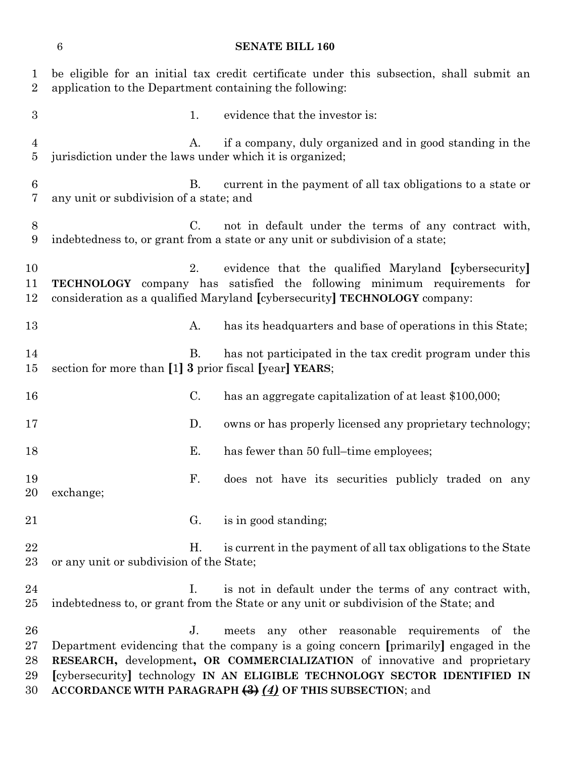be eligible for an initial tax credit certificate under this subsection, shall submit an application to the Department containing the following:

1. evidence that the investor is:

A. if a company, duly organized and in good standing in the jurisdiction under the laws under which it is organized;

B. current in the payment of all tax obligations to a state or any unit or subdivision of a state; and

C. not in default under the terms of any contract with, indebtedness to, or grant from a state or any unit or subdivision of a state;

2. evidence that the qualified Maryland **[**cybersecurity**]** **TECHNOLOGY** company has satisfied the following minimum requirements for consideration as a qualified Maryland **[**cybersecurity**]** **TECHNOLOGY** company:

A. has its headquarters and base of operations in this State;

B. has not participated in the tax credit program under this section for more than **[**1**]** **3** prior fiscal **[**year**]** **YEARS**;

C. has an aggregate capitalization of at least $100,000;

D. owns or has properly licensed any proprietary technology;

E. has fewer than 50 full–time employees;

F. does not have its securities publicly traded on any exchange;

G. is in good standing;

H. is current in the payment of all tax obligations to the State or any unit or subdivision of the State;

I. is not in default under the terms of any contract with, indebtedness to, or grant from the State or any unit or subdivision of the State; and

J. meets any other reasonable requirements of the Department evidencing that the company is a going concern **[**primarily**]** engaged in the **RESEARCH,** development**, OR COMMERCIALIZATION** of innovative and proprietary **[**cybersecurity**]** technology **IN AN ELIGIBLE TECHNOLOGY SECTOR IDENTIFIED IN ACCORDANCE WITH PARAGRAPH ~~(3)~~ *(4)* OF THIS SUBSECTION**; and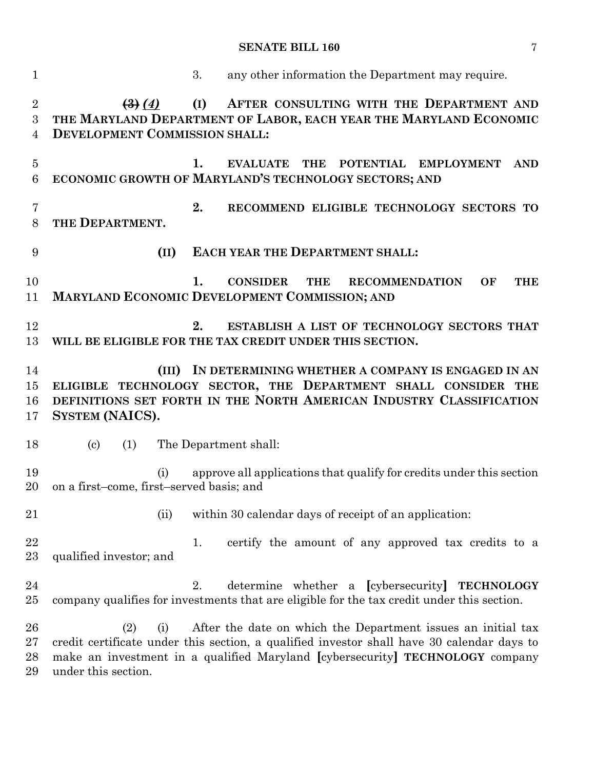3. any other information the Department may require.

~~(3)~~ *(4)* **(I) AFTER CONSULTING WITH THE DEPARTMENT AND THE MARYLAND DEPARTMENT OF LABOR, EACH YEAR THE MARYLAND ECONOMIC DEVELOPMENT COMMISSION SHALL:**

**1. EVALUATE THE POTENTIAL EMPLOYMENT AND ECONOMIC GROWTH OF MARYLAND'S TECHNOLOGY SECTORS; AND**

**2. RECOMMEND ELIGIBLE TECHNOLOGY SECTORS TO THE DEPARTMENT.**

**(II) EACH YEAR THE DEPARTMENT SHALL:**

**1. CONSIDER THE RECOMMENDATION OF THE MARYLAND ECONOMIC DEVELOPMENT COMMISSION; AND**

**2. ESTABLISH A LIST OF TECHNOLOGY SECTORS THAT WILL BE ELIGIBLE FOR THE TAX CREDIT UNDER THIS SECTION.**

**(III) IN DETERMINING WHETHER A COMPANY IS ENGAGED IN AN ELIGIBLE TECHNOLOGY SECTOR, THE DEPARTMENT SHALL CONSIDER THE DEFINITIONS SET FORTH IN THE NORTH AMERICAN INDUSTRY CLASSIFICATION SYSTEM (NAICS).**

(c) (1) The Department shall:

(i) approve all applications that qualify for credits under this section on a first–come, first–served basis; and

(ii) within 30 calendar days of receipt of an application:

1. certify the amount of any approved tax credits to a qualified investor; and

2. determine whether a [cybersecurity] **TECHNOLOGY** company qualifies for investments that are eligible for the tax credit under this section.

(2) (i) After the date on which the Department issues an initial tax credit certificate under this section, a qualified investor shall have 30 calendar days to make an investment in a qualified Maryland [cybersecurity] **TECHNOLOGY** company under this section.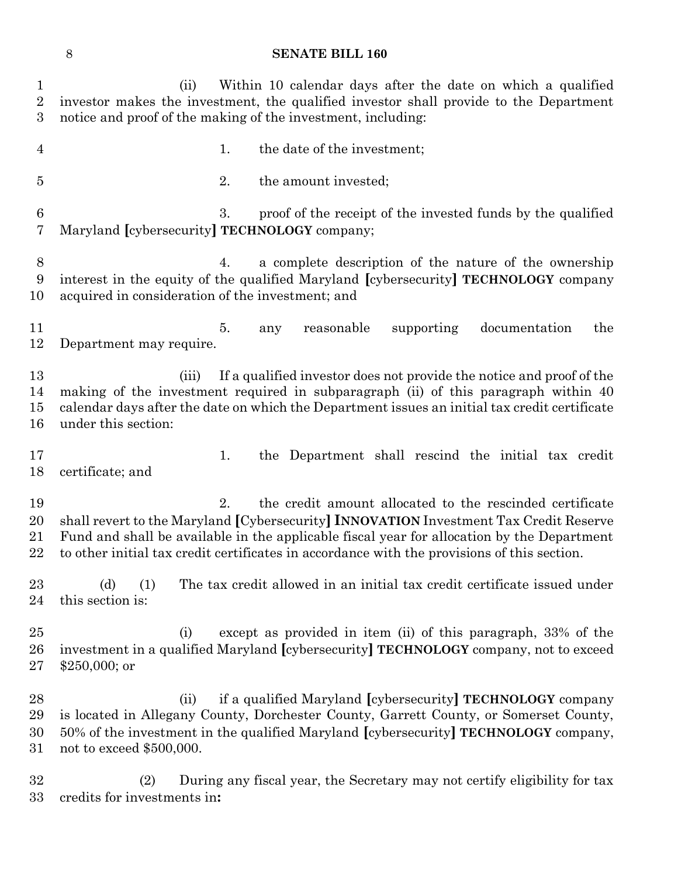(ii) Within 10 calendar days after the date on which a qualified investor makes the investment, the qualified investor shall provide to the Department notice and proof of the making of the investment, including:

1. the date of the investment;

2. the amount invested;

3. proof of the receipt of the invested funds by the qualified Maryland [cybersecurity] **TECHNOLOGY** company;

4. a complete description of the nature of the ownership interest in the equity of the qualified Maryland [cybersecurity] **TECHNOLOGY** company acquired in consideration of the investment; and

5. any reasonable supporting documentation the Department may require.

(iii) If a qualified investor does not provide the notice and proof of the making of the investment required in subparagraph (ii) of this paragraph within 40 calendar days after the date on which the Department issues an initial tax credit certificate under this section:

1. the Department shall rescind the initial tax credit certificate; and

2. the credit amount allocated to the rescinded certificate shall revert to the Maryland [Cybersecurity] **INNOVATION** Investment Tax Credit Reserve Fund and shall be available in the applicable fiscal year for allocation by the Department to other initial tax credit certificates in accordance with the provisions of this section.

(d) (1) The tax credit allowed in an initial tax credit certificate issued under this section is:

(i) except as provided in item (ii) of this paragraph, 33% of the investment in a qualified Maryland [cybersecurity] **TECHNOLOGY** company, not to exceed $250,000; or

(ii) if a qualified Maryland [cybersecurity] **TECHNOLOGY** company is located in Allegany County, Dorchester County, Garrett County, or Somerset County, 50% of the investment in the qualified Maryland [cybersecurity] **TECHNOLOGY** company, not to exceed $500,000.

(2) During any fiscal year, the Secretary may not certify eligibility for tax credits for investments in**:**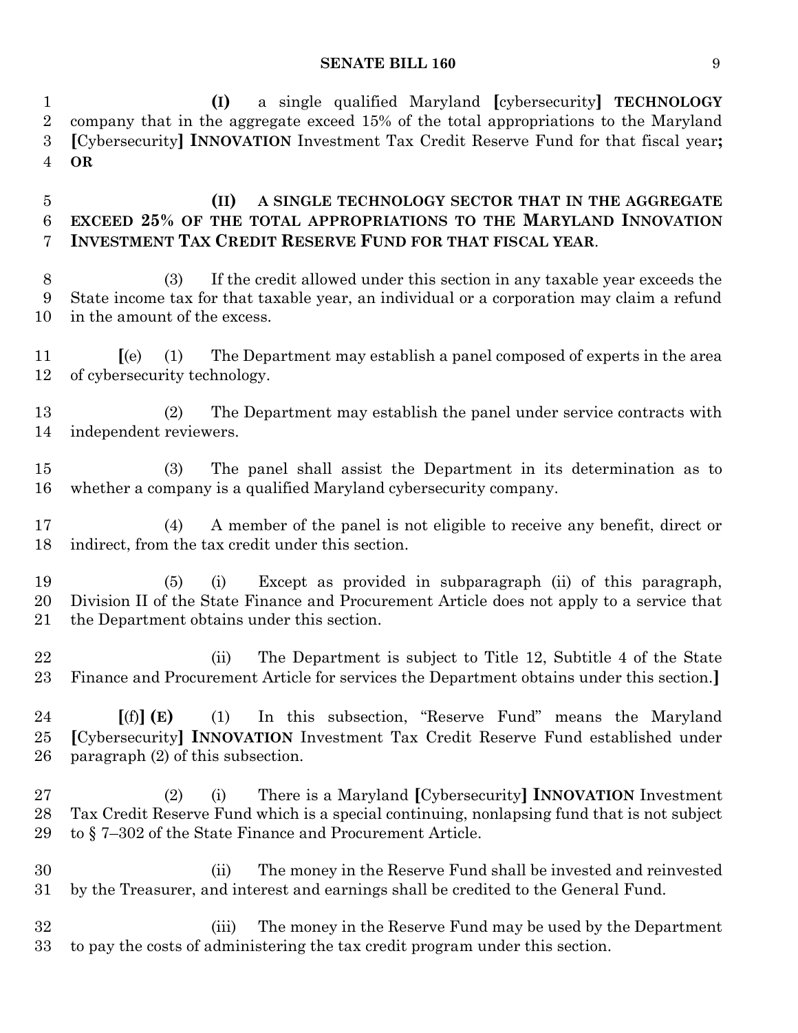(I) a single qualified Maryland [cybersecurity] **TECHNOLOGY** company that in the aggregate exceed 15% of the total appropriations to the Maryland [Cybersecurity] **INNOVATION** Investment Tax Credit Reserve Fund for that fiscal year**; OR**

**(II) A SINGLE TECHNOLOGY SECTOR THAT IN THE AGGREGATE EXCEED 25% OF THE TOTAL APPROPRIATIONS TO THE MARYLAND INNOVATION INVESTMENT TAX CREDIT RESERVE FUND FOR THAT FISCAL YEAR**.

(3) If the credit allowed under this section in any taxable year exceeds the State income tax for that taxable year, an individual or a corporation may claim a refund in the amount of the excess.

[(e) (1) The Department may establish a panel composed of experts in the area of cybersecurity technology.

(2) The Department may establish the panel under service contracts with independent reviewers.

(3) The panel shall assist the Department in its determination as to whether a company is a qualified Maryland cybersecurity company.

(4) A member of the panel is not eligible to receive any benefit, direct or indirect, from the tax credit under this section.

(5) (i) Except as provided in subparagraph (ii) of this paragraph, Division II of the State Finance and Procurement Article does not apply to a service that the Department obtains under this section.

(ii) The Department is subject to Title 12, Subtitle 4 of the State Finance and Procurement Article for services the Department obtains under this section.]

[(f)] **(E)** (1) In this subsection, "Reserve Fund" means the Maryland [Cybersecurity] **INNOVATION** Investment Tax Credit Reserve Fund established under paragraph (2) of this subsection.

(2) (i) There is a Maryland [Cybersecurity] **INNOVATION** Investment Tax Credit Reserve Fund which is a special continuing, nonlapsing fund that is not subject to § 7–302 of the State Finance and Procurement Article.

(ii) The money in the Reserve Fund shall be invested and reinvested by the Treasurer, and interest and earnings shall be credited to the General Fund.

(iii) The money in the Reserve Fund may be used by the Department to pay the costs of administering the tax credit program under this section.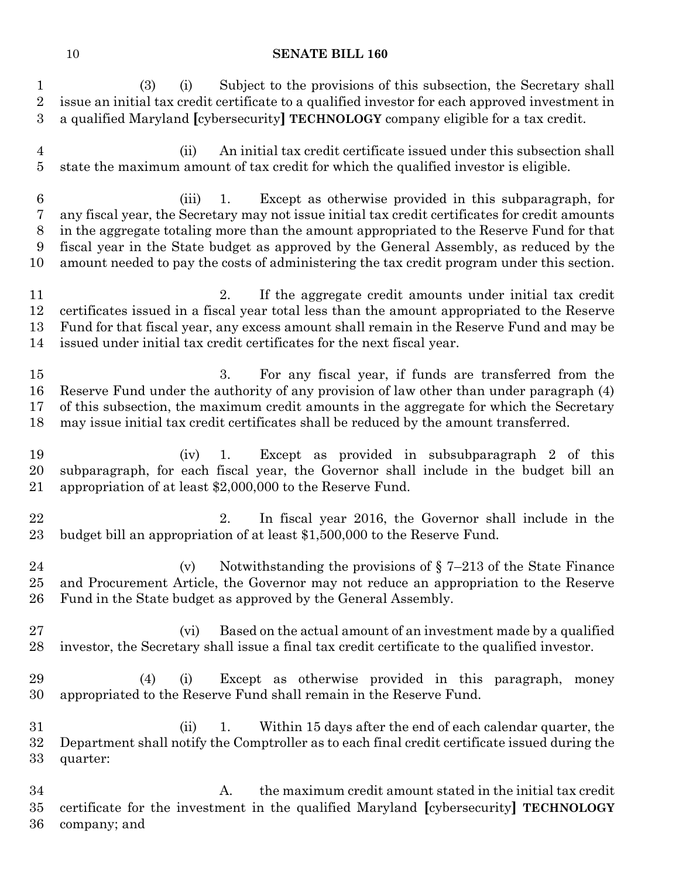(3) (i) Subject to the provisions of this subsection, the Secretary shall issue an initial tax credit certificate to a qualified investor for each approved investment in a qualified Maryland [cybersecurity] **TECHNOLOGY** company eligible for a tax credit.

(ii) An initial tax credit certificate issued under this subsection shall state the maximum amount of tax credit for which the qualified investor is eligible.

(iii) 1. Except as otherwise provided in this subparagraph, for any fiscal year, the Secretary may not issue initial tax credit certificates for credit amounts in the aggregate totaling more than the amount appropriated to the Reserve Fund for that fiscal year in the State budget as approved by the General Assembly, as reduced by the amount needed to pay the costs of administering the tax credit program under this section.

2. If the aggregate credit amounts under initial tax credit certificates issued in a fiscal year total less than the amount appropriated to the Reserve Fund for that fiscal year, any excess amount shall remain in the Reserve Fund and may be issued under initial tax credit certificates for the next fiscal year.

3. For any fiscal year, if funds are transferred from the Reserve Fund under the authority of any provision of law other than under paragraph (4) of this subsection, the maximum credit amounts in the aggregate for which the Secretary may issue initial tax credit certificates shall be reduced by the amount transferred.

(iv) 1. Except as provided in subsubparagraph 2 of this subparagraph, for each fiscal year, the Governor shall include in the budget bill an appropriation of at least $2,000,000 to the Reserve Fund.

2. In fiscal year 2016, the Governor shall include in the budget bill an appropriation of at least $1,500,000 to the Reserve Fund.

(v) Notwithstanding the provisions of § 7–213 of the State Finance and Procurement Article, the Governor may not reduce an appropriation to the Reserve Fund in the State budget as approved by the General Assembly.

(vi) Based on the actual amount of an investment made by a qualified investor, the Secretary shall issue a final tax credit certificate to the qualified investor.

(4) (i) Except as otherwise provided in this paragraph, money appropriated to the Reserve Fund shall remain in the Reserve Fund.

(ii) 1. Within 15 days after the end of each calendar quarter, the Department shall notify the Comptroller as to each final credit certificate issued during the quarter:

A. the maximum credit amount stated in the initial tax credit certificate for the investment in the qualified Maryland [cybersecurity] **TECHNOLOGY** company; and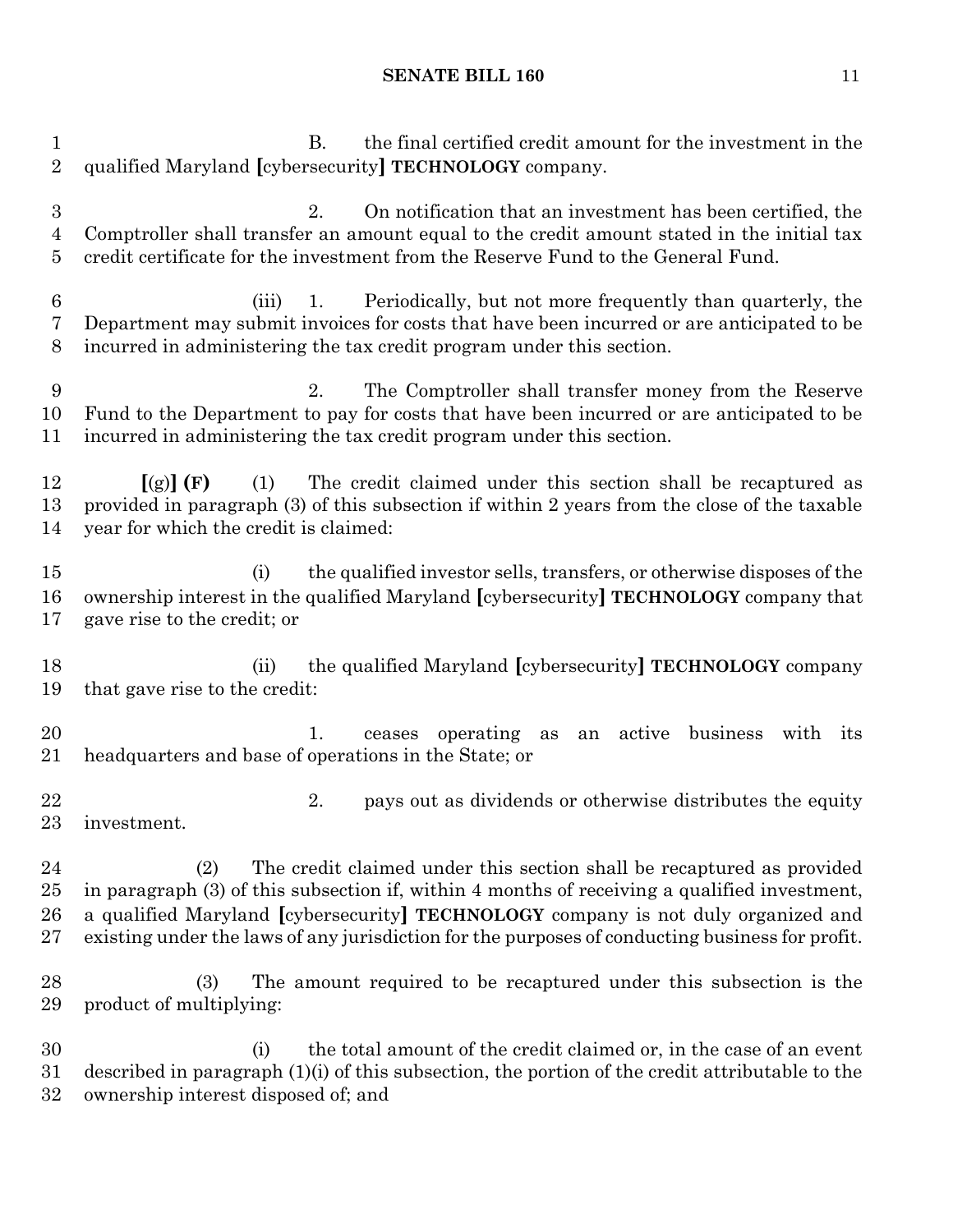B. the final certified credit amount for the investment in the qualified Maryland [cybersecurity] **TECHNOLOGY** company.

2. On notification that an investment has been certified, the Comptroller shall transfer an amount equal to the credit amount stated in the initial tax credit certificate for the investment from the Reserve Fund to the General Fund.

(iii) 1. Periodically, but not more frequently than quarterly, the Department may submit invoices for costs that have been incurred or are anticipated to be incurred in administering the tax credit program under this section.

2. The Comptroller shall transfer money from the Reserve Fund to the Department to pay for costs that have been incurred or are anticipated to be incurred in administering the tax credit program under this section.

[(g)] **(F)** (1) The credit claimed under this section shall be recaptured as provided in paragraph (3) of this subsection if within 2 years from the close of the taxable year for which the credit is claimed:

(i) the qualified investor sells, transfers, or otherwise disposes of the ownership interest in the qualified Maryland [cybersecurity] **TECHNOLOGY** company that gave rise to the credit; or

(ii) the qualified Maryland [cybersecurity] **TECHNOLOGY** company that gave rise to the credit:

1. ceases operating as an active business with its headquarters and base of operations in the State; or

2. pays out as dividends or otherwise distributes the equity investment.

(2) The credit claimed under this section shall be recaptured as provided in paragraph (3) of this subsection if, within 4 months of receiving a qualified investment, a qualified Maryland [cybersecurity] **TECHNOLOGY** company is not duly organized and existing under the laws of any jurisdiction for the purposes of conducting business for profit.

(3) The amount required to be recaptured under this subsection is the product of multiplying:

(i) the total amount of the credit claimed or, in the case of an event described in paragraph (1)(i) of this subsection, the portion of the credit attributable to the ownership interest disposed of; and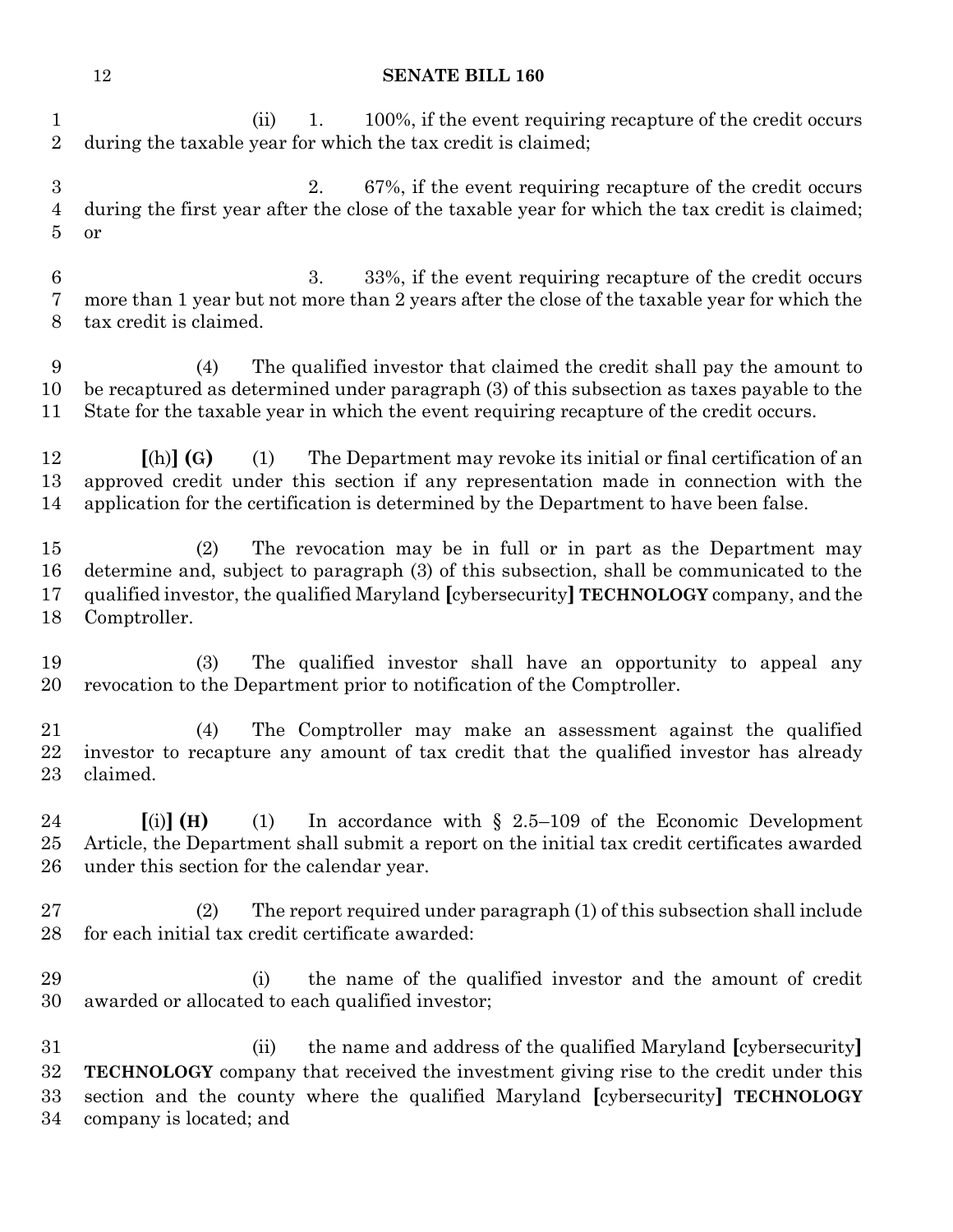(ii) 1. 100%, if the event requiring recapture of the credit occurs during the taxable year for which the tax credit is claimed;

2. 67%, if the event requiring recapture of the credit occurs during the first year after the close of the taxable year for which the tax credit is claimed; or

3. 33%, if the event requiring recapture of the credit occurs more than 1 year but not more than 2 years after the close of the taxable year for which the tax credit is claimed.

(4) The qualified investor that claimed the credit shall pay the amount to be recaptured as determined under paragraph (3) of this subsection as taxes payable to the State for the taxable year in which the event requiring recapture of the credit occurs.

**[**(h)**] (G)** (1) The Department may revoke its initial or final certification of an approved credit under this section if any representation made in connection with the application for the certification is determined by the Department to have been false.

(2) The revocation may be in full or in part as the Department may determine and, subject to paragraph (3) of this subsection, shall be communicated to the qualified investor, the qualified Maryland **[**cybersecurity**] TECHNOLOGY** company, and the Comptroller.

(3) The qualified investor shall have an opportunity to appeal any revocation to the Department prior to notification of the Comptroller.

(4) The Comptroller may make an assessment against the qualified investor to recapture any amount of tax credit that the qualified investor has already claimed.

**[**(i)**] (H)** (1) In accordance with § 2.5–109 of the Economic Development Article, the Department shall submit a report on the initial tax credit certificates awarded under this section for the calendar year.

(2) The report required under paragraph (1) of this subsection shall include for each initial tax credit certificate awarded:

(i) the name of the qualified investor and the amount of credit awarded or allocated to each qualified investor;

(ii) the name and address of the qualified Maryland **[**cybersecurity**] TECHNOLOGY** company that received the investment giving rise to the credit under this section and the county where the qualified Maryland **[**cybersecurity**] TECHNOLOGY** company is located; and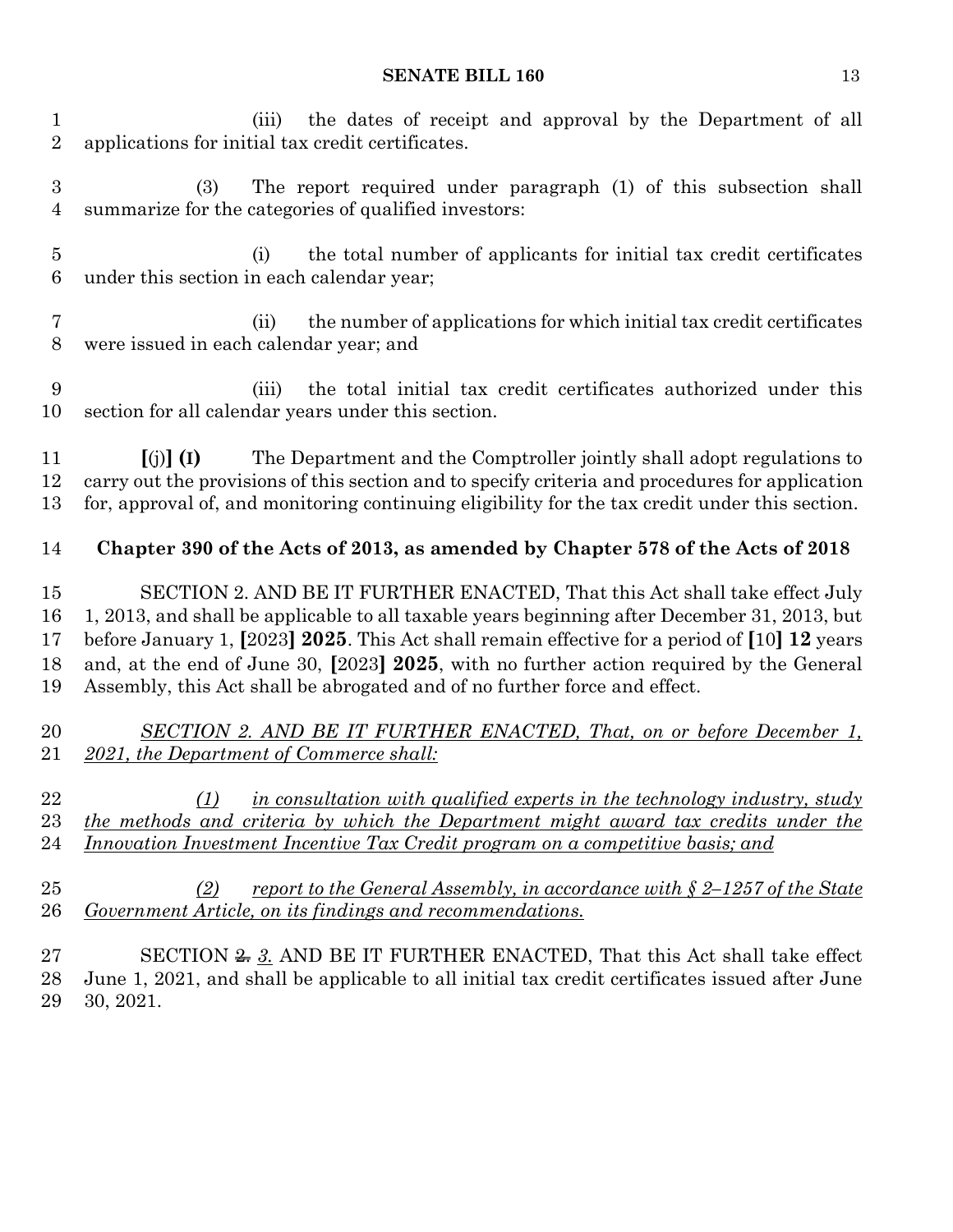(iii) the dates of receipt and approval by the Department of all applications for initial tax credit certificates.

(3) The report required under paragraph (1) of this subsection shall summarize for the categories of qualified investors:

(i) the total number of applicants for initial tax credit certificates under this section in each calendar year;

(ii) the number of applications for which initial tax credit certificates were issued in each calendar year; and

(iii) the total initial tax credit certificates authorized under this section for all calendar years under this section.

**[**(j)**] (I)** The Department and the Comptroller jointly shall adopt regulations to carry out the provisions of this section and to specify criteria and procedures for application for, approval of, and monitoring continuing eligibility for the tax credit under this section.

**Chapter 390 of the Acts of 2013, as amended by Chapter 578 of the Acts of 2018**

SECTION 2. AND BE IT FURTHER ENACTED, That this Act shall take effect July 1, 2013, and shall be applicable to all taxable years beginning after December 31, 2013, but before January 1, **[**2023**] 2025**. This Act shall remain effective for a period of **[**10**] 12** years and, at the end of June 30, **[**2023**] 2025**, with no further action required by the General Assembly, this Act shall be abrogated and of no further force and effect.

*SECTION 2. AND BE IT FURTHER ENACTED, That, on or before December 1, 2021, the Department of Commerce shall:*

*(1) in consultation with qualified experts in the technology industry, study the methods and criteria by which the Department might award tax credits under the Innovation Investment Incentive Tax Credit program on a competitive basis; and*

*(2) report to the General Assembly, in accordance with § 2–1257 of the State Government Article, on its findings and recommendations.*

SECTION ~~2.~~ *3.* AND BE IT FURTHER ENACTED, That this Act shall take effect June 1, 2021, and shall be applicable to all initial tax credit certificates issued after June 30, 2021.